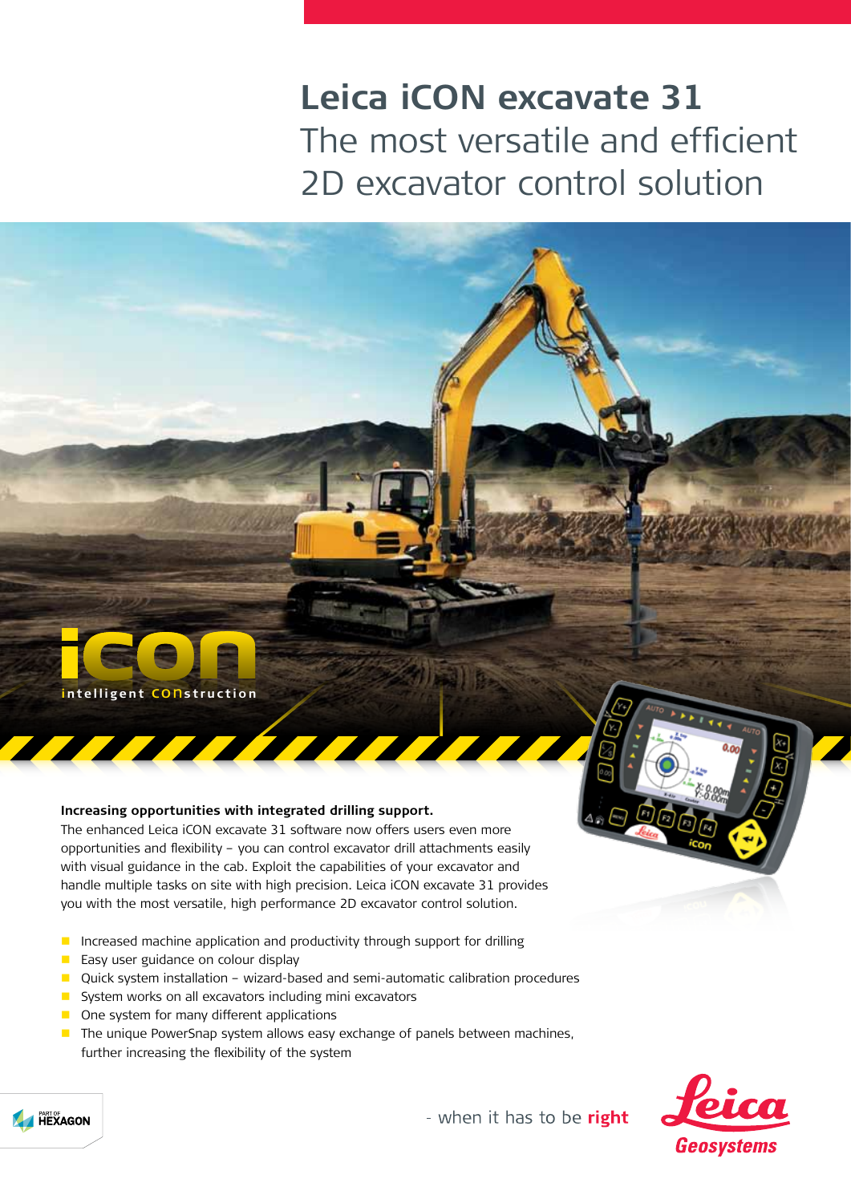# Leica iCON excavate 31

## The most versatile and efficient 2D excavator control solution

**Increasing opportunities with integrated drilling support.**

The enhanced Leica iCON excavate 31 software now offers users even more opportunities and flexibility – you can control excavator drill attachments easily with visual guidance in the cab. Exploit the capabilities of your excavator and handle multiple tasks on site with high precision. Leica iCON excavate 31 provides you with the most versatile, high performance 2D excavator control solution.

- Increased machine application and productivity through support for drilling
- Easy user guidance on colour display
- Quick system installation – wizard-based and semi-automatic calibration procedures
- System works on all excavators including mini excavators
- One system for many different applications
- The unique PowerSnap system allows easy exchange of panels between machines, further increasing the flexibility of the system

- when it has to be **right**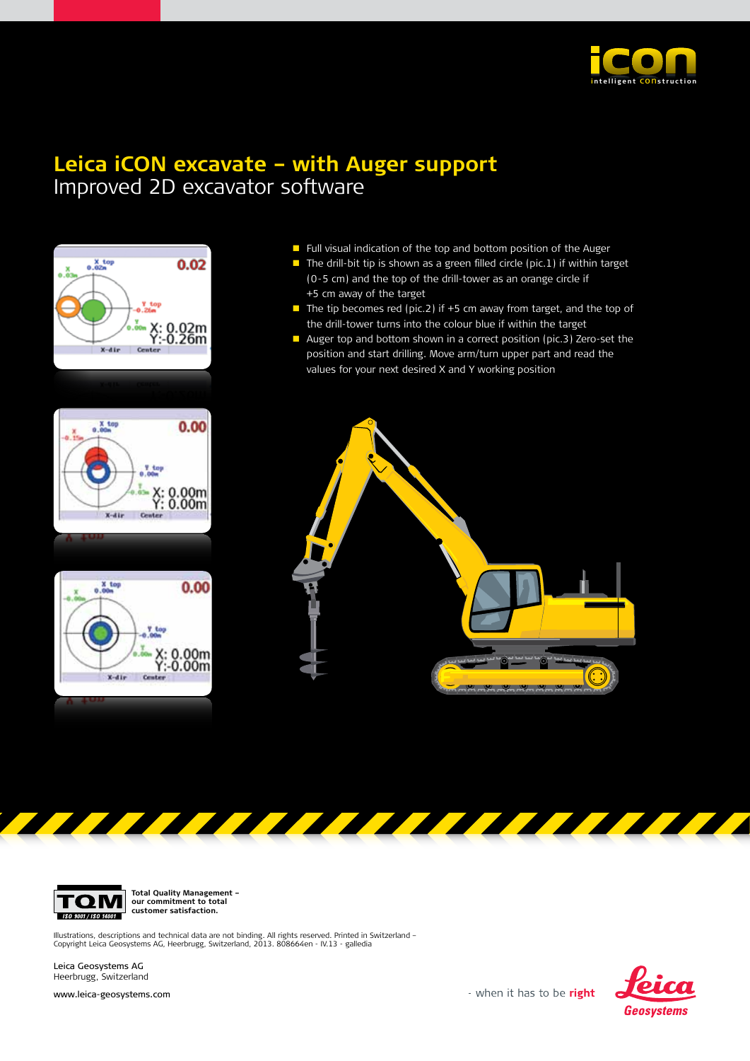# Leica iCON excavate – with Auger support

## Improved 2D excavator software

- Full visual indication of the top and bottom position of the Auger
- The drill-bit tip is shown as a green filled circle (pic.1) if within target (0-5 cm) and the top of the drill-tower as an orange circle if +5 cm away of the target
- The tip becomes red (pic.2) if +5 cm away from target, and the top of the drill-tower turns into the colour blue if within the target
- Auger top and bottom shown in a correct position (pic.3) Zero-set the position and start drilling. Move arm/turn upper part and read the values for your next desired X and Y working position

**Total Quality Management – our commitment to total customer satisfaction.**

Illustrations, descriptions and technical data are not binding. All rights reserved. Printed in Switzerland – Copyright Leica Geosystems AG, Heerbrugg, Switzerland, 2013. 808664en - IV.13 - galledia

Leica Geosystems AG
Heerbrugg, Switzerland

www.leica-geosystems.com

- when it has to be **right**